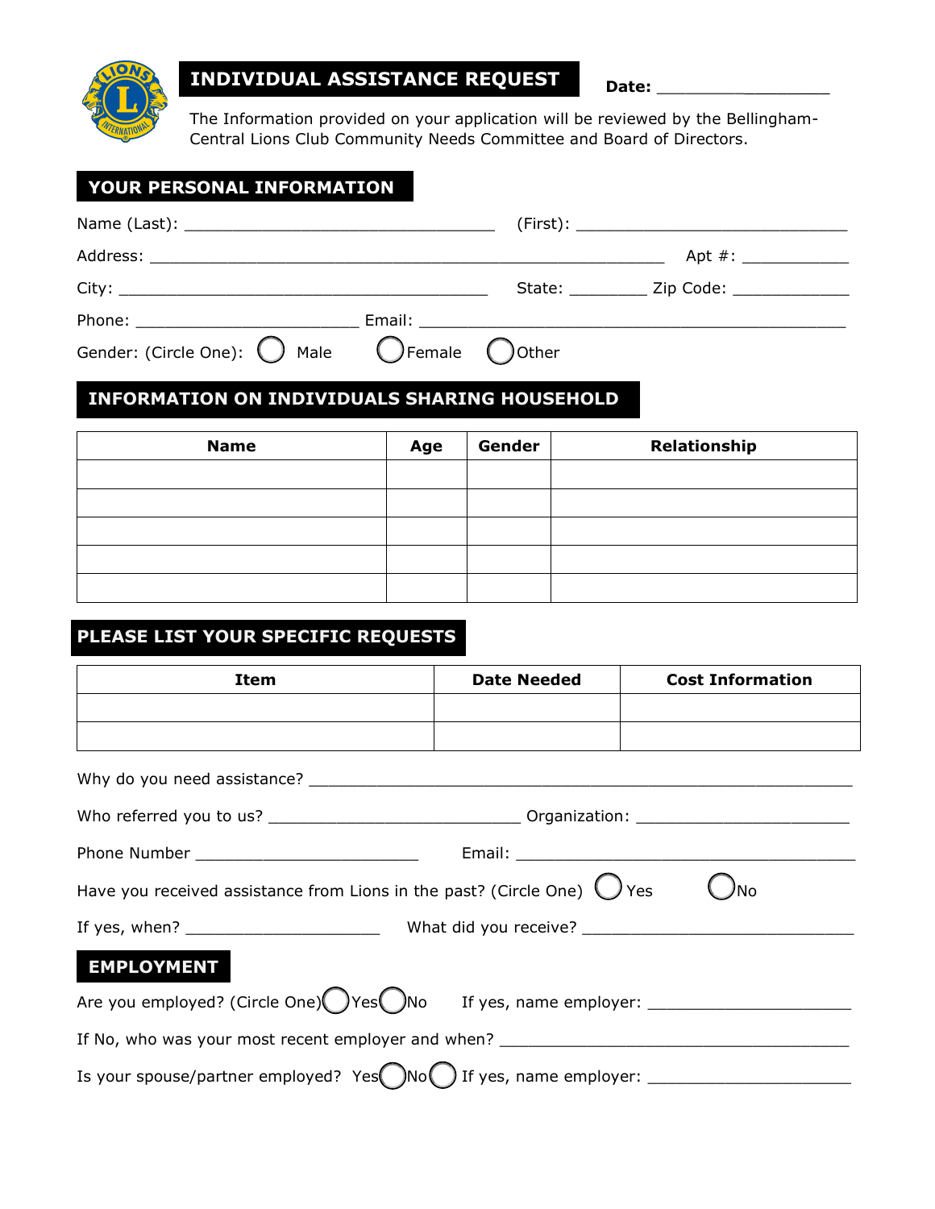# INDIVIDUAL ASSISTANCE REQUEST

**Date:** ________________

The Information provided on your application will be reviewed by the Bellingham-Central Lions Club Community Needs Committee and Board of Directors.

## YOUR PERSONAL INFORMATION

Name (Last): ______________________________ (First): ___________________________

Address: ___________________________________________________ Apt #: __________

City: ____________________________________ State: ________ Zip Code: ___________

Phone: ______________________ Email: __________________________________________

Gender: (Circle One): ◯ Male ◯ Female ◯ Other

## INFORMATION ON INDIVIDUALS SHARING HOUSEHOLD

| Name | Age | Gender | Relationship |
|---|---|---|---|
| | | | |
| | | | |
| | | | |
| | | | |
| | | | |

## PLEASE LIST YOUR SPECIFIC REQUESTS

| Item | Date Needed | Cost Information |
|---|---|---|
| | | |
| | | |

Why do you need assistance? ____________________________________________________

Who referred you to us? _________________________ Organization: ____________________

Phone Number ______________________ Email: ___________________________________

Have you received assistance from Lions in the past? (Circle One) ◯ Yes ◯ No

If yes, when? ___________________ What did you receive? __________________________

## EMPLOYMENT

Are you employed? (Circle One) ◯ Yes ◯ No If yes, name employer: __________________

If No, who was your most recent employer and when? _______________________________

Is your spouse/partner employed? Yes ◯ No ◯ If yes, name employer: __________________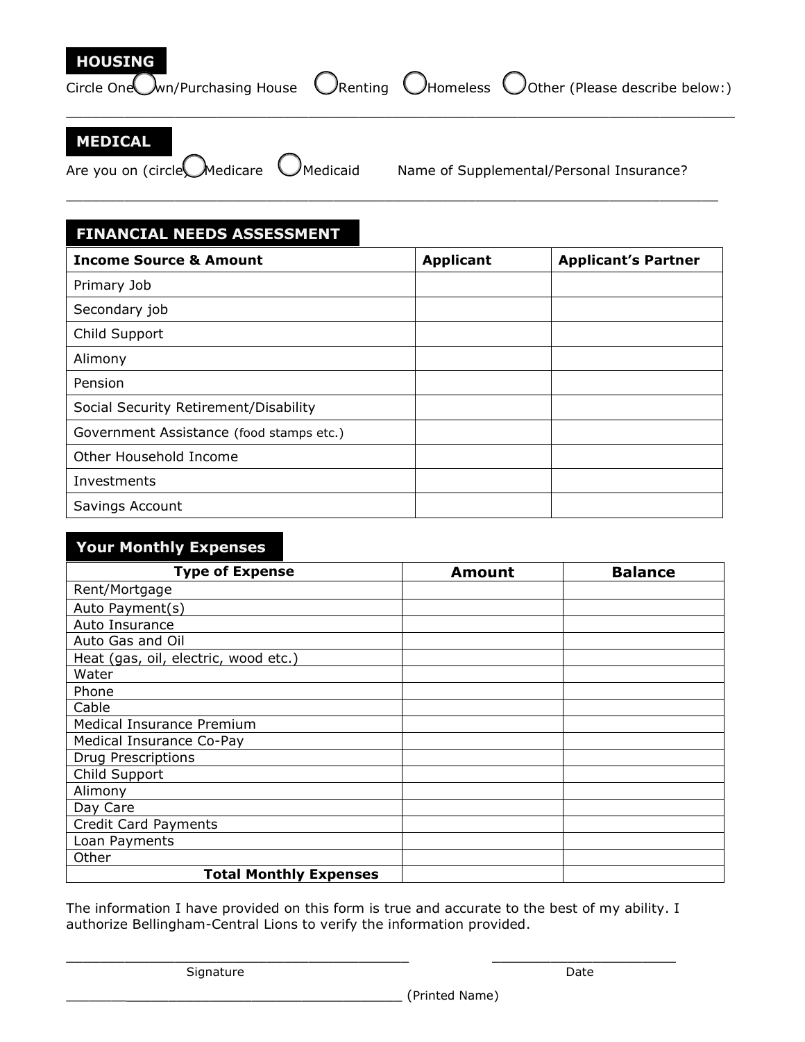## HOUSING

Circle One: ◯ Own/Purchasing House ◯ Renting ◯ Homeless ◯ Other (Please describe below:)

______________________________________________________________________________

## MEDICAL

Are you on (circle) ◯ Medicare ◯ Medicaid Name of Supplemental/Personal Insurance?

______________________________________________________________________________

## FINANCIAL NEEDS ASSESSMENT

| Income Source & Amount | Applicant | Applicant's Partner |
|---|---|---|
| Primary Job | | |
| Secondary job | | |
| Child Support | | |
| Alimony | | |
| Pension | | |
| Social Security Retirement/Disability | | |
| Government Assistance (food stamps etc.) | | |
| Other Household Income | | |
| Investments | | |
| Savings Account | | |

## Your Monthly Expenses

| Type of Expense | Amount | Balance |
|---|---|---|
| Rent/Mortgage | | |
| Auto Payment(s) | | |
| Auto Insurance | | |
| Auto Gas and Oil | | |
| Heat (gas, oil, electric, wood etc.) | | |
| Water | | |
| Phone | | |
| Cable | | |
| Medical Insurance Premium | | |
| Medical Insurance Co-Pay | | |
| Drug Prescriptions | | |
| Child Support | | |
| Alimony | | |
| Day Care | | |
| Credit Card Payments | | |
| Loan Payments | | |
| Other | | |
| **Total Monthly Expenses** | | |

The information I have provided on this form is true and accurate to the best of my ability. I authorize Bellingham-Central Lions to verify the information provided.

_____________________________________________ _________________________

Signature Date

_____________________________________________ (Printed Name)